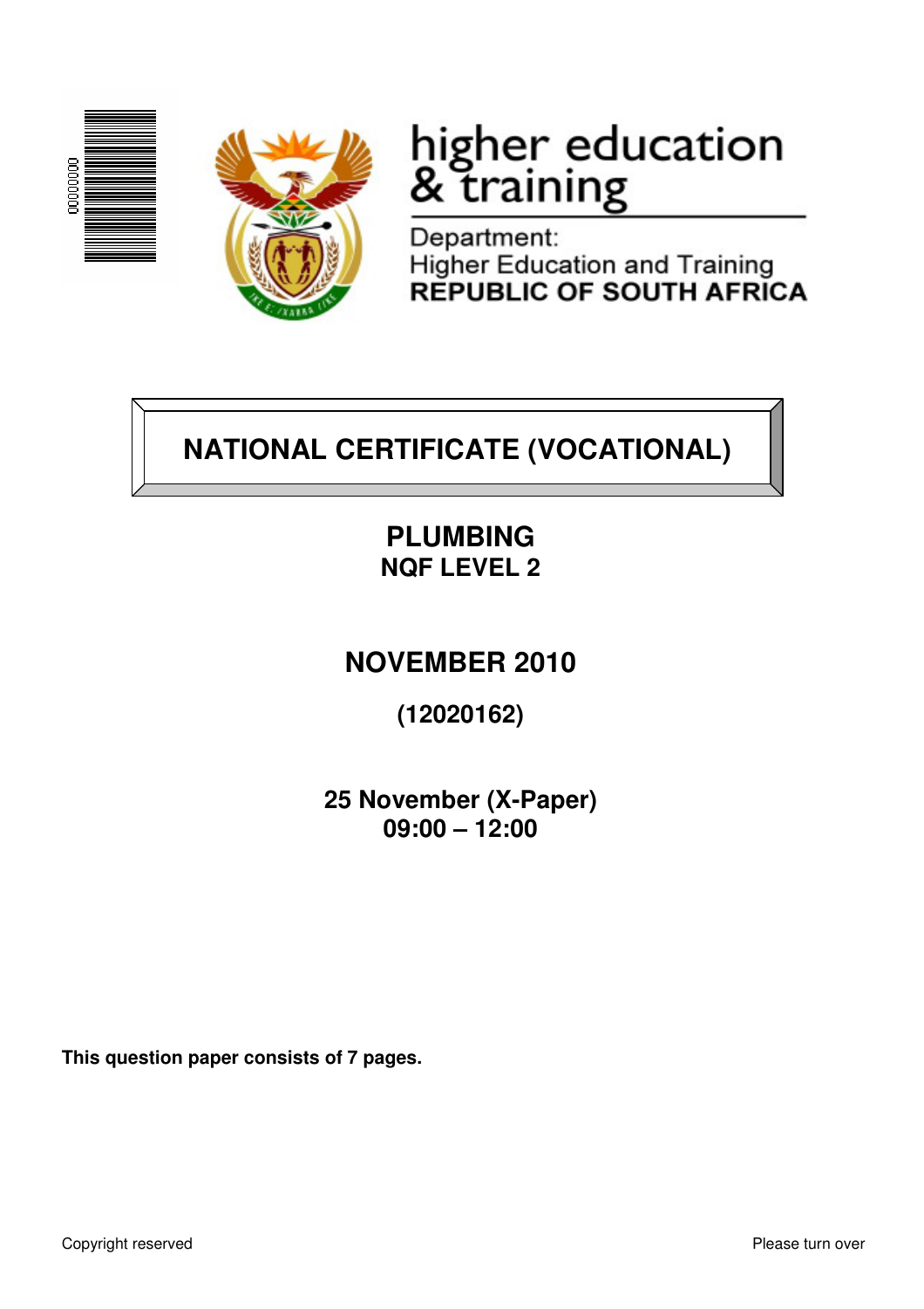higher education & training

Department:
Higher Education and Training
**REPUBLIC OF SOUTH AFRICA**

# NATIONAL CERTIFICATE (VOCATIONAL)

## PLUMBING
### NQF LEVEL 2

## NOVEMBER 2010

**(12020162)**

**25 November (X-Paper)**
**09:00 – 12:00**

**This question paper consists of 7 pages.**

Copyright reserved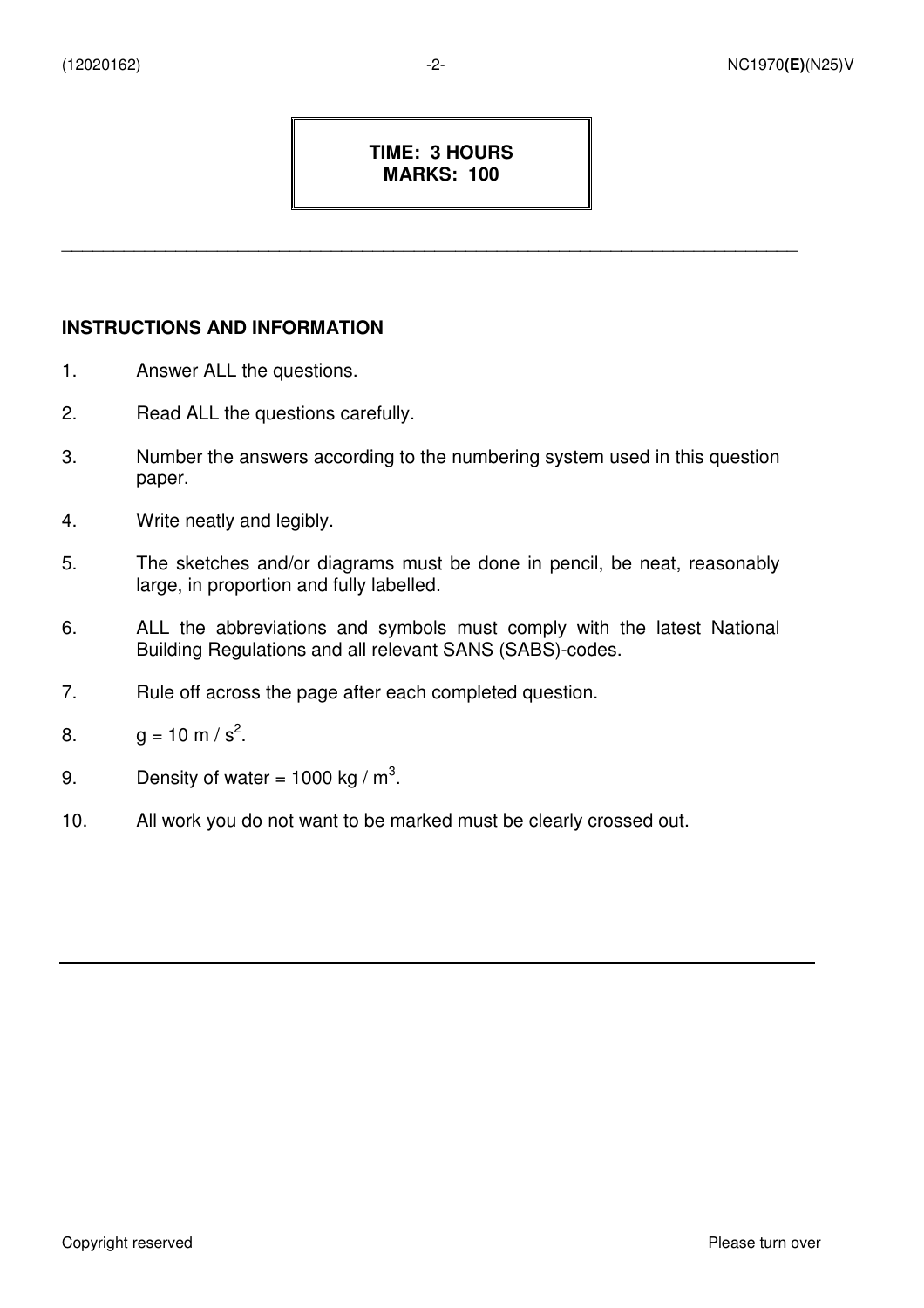**TIME: 3 HOURS**
**MARKS: 100**

---

## INSTRUCTIONS AND INFORMATION

1. Answer ALL the questions.
2. Read ALL the questions carefully.
3. Number the answers according to the numbering system used in this question paper.
4. Write neatly and legibly.
5. The sketches and/or diagrams must be done in pencil, be neat, reasonably large, in proportion and fully labelled.
6. ALL the abbreviations and symbols must comply with the latest National Building Regulations and all relevant SANS (SABS)-codes.
7. Rule off across the page after each completed question.
8. $g = 10 \text{ m / s}^2$.
9. Density of water = $1000 \text{ kg / m}^3$.
10. All work you do not want to be marked must be clearly crossed out.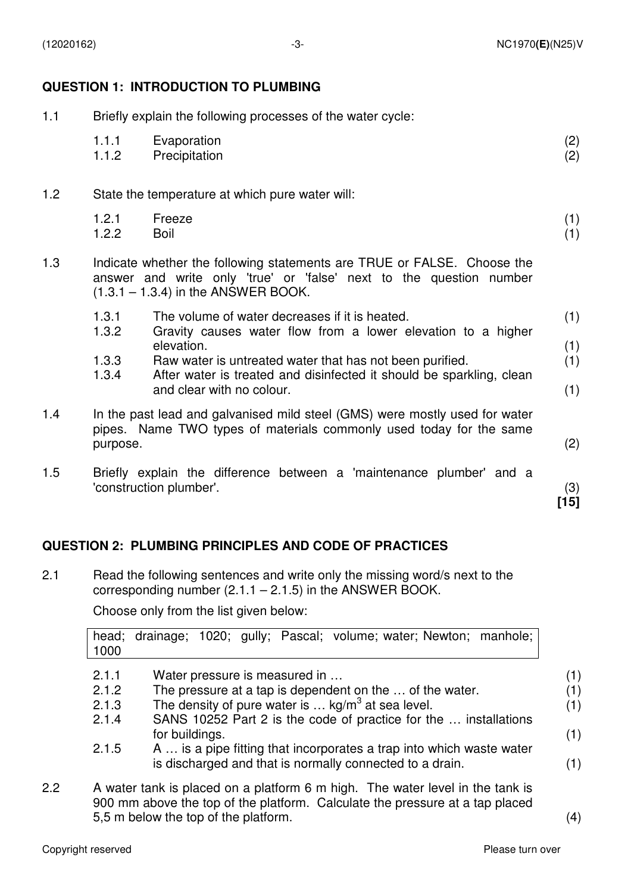## QUESTION 1: INTRODUCTION TO PLUMBING

1.1 Briefly explain the following processes of the water cycle:

- 1.1.1 Evaporation (2)
- 1.1.2 Precipitation (2)

1.2 State the temperature at which pure water will:

- 1.2.1 Freeze (1)
- 1.2.2 Boil (1)

1.3 Indicate whether the following statements are TRUE or FALSE. Choose the answer and write only 'true' or 'false' next to the question number (1.3.1 – 1.3.4) in the ANSWER BOOK.

- 1.3.1 The volume of water decreases if it is heated. (1)
- 1.3.2 Gravity causes water flow from a lower elevation to a higher elevation. (1)
- 1.3.3 Raw water is untreated water that has not been purified. (1)
- 1.3.4 After water is treated and disinfected it should be sparkling, clean and clear with no colour. (1)

1.4 In the past lead and galvanised mild steel (GMS) were mostly used for water pipes. Name TWO types of materials commonly used today for the same purpose. (2)

1.5 Briefly explain the difference between a 'maintenance plumber' and a 'construction plumber'. (3)

**[15]**

## QUESTION 2: PLUMBING PRINCIPLES AND CODE OF PRACTICES

2.1 Read the following sentences and write only the missing word/s next to the corresponding number (2.1.1 – 2.1.5) in the ANSWER BOOK.

Choose only from the list given below:

| head; drainage; 1020; gully; Pascal; volume; water; Newton; manhole; 1000 |
|---|

- 2.1.1 Water pressure is measured in … (1)
- 2.1.2 The pressure at a tap is dependent on the … of the water. (1)
- 2.1.3 The density of pure water is … $kg/m^3$ at sea level. (1)
- 2.1.4 SANS 10252 Part 2 is the code of practice for the … installations for buildings. (1)
- 2.1.5 A … is a pipe fitting that incorporates a trap into which waste water is discharged and that is normally connected to a drain. (1)

2.2 A water tank is placed on a platform 6 m high. The water level in the tank is 900 mm above the top of the platform. Calculate the pressure at a tap placed 5,5 m below the top of the platform. (4)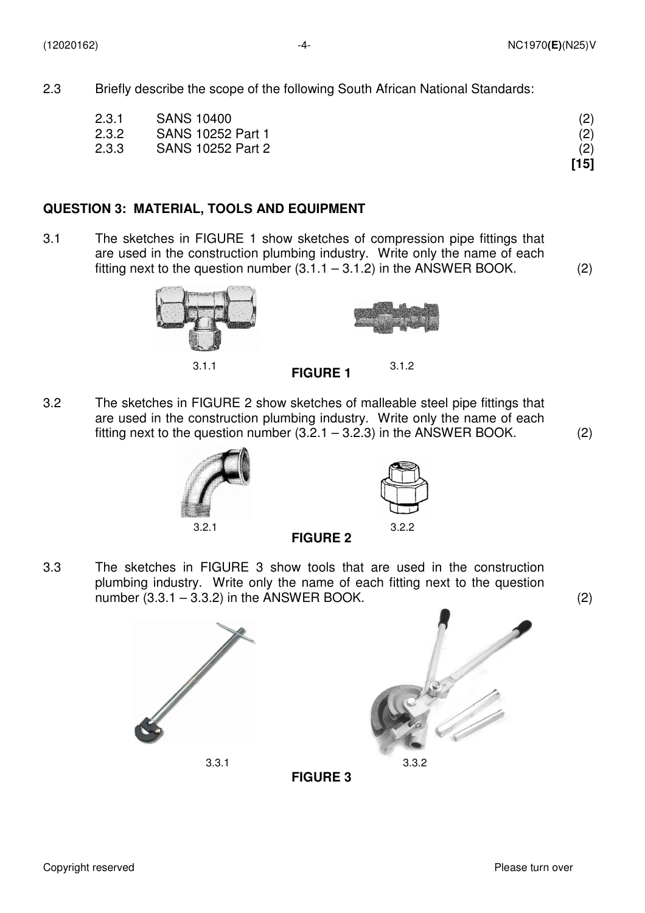2.3 Briefly describe the scope of the following South African National Standards:

| | | |
|---|---|---|
| 2.3.1 | SANS 10400 | (2) |
| 2.3.2 | SANS 10252 Part 1 | (2) |
| 2.3.3 | SANS 10252 Part 2 | (2) |
| | | **[15]** |

## QUESTION 3: MATERIAL, TOOLS AND EQUIPMENT

3.1 The sketches in FIGURE 1 show sketches of compression pipe fittings that are used in the construction plumbing industry. Write only the name of each fitting next to the question number (3.1.1 – 3.1.2) in the ANSWER BOOK. (2)

3.1.1 3.1.2

**FIGURE 1**

3.2 The sketches in FIGURE 2 show sketches of malleable steel pipe fittings that are used in the construction plumbing industry. Write only the name of each fitting next to the question number (3.2.1 – 3.2.3) in the ANSWER BOOK. (2)

3.2.1 3.2.2

**FIGURE 2**

3.3 The sketches in FIGURE 3 show tools that are used in the construction plumbing industry. Write only the name of each fitting next to the question number (3.3.1 – 3.3.2) in the ANSWER BOOK. (2)

3.3.1 3.3.2

**FIGURE 3**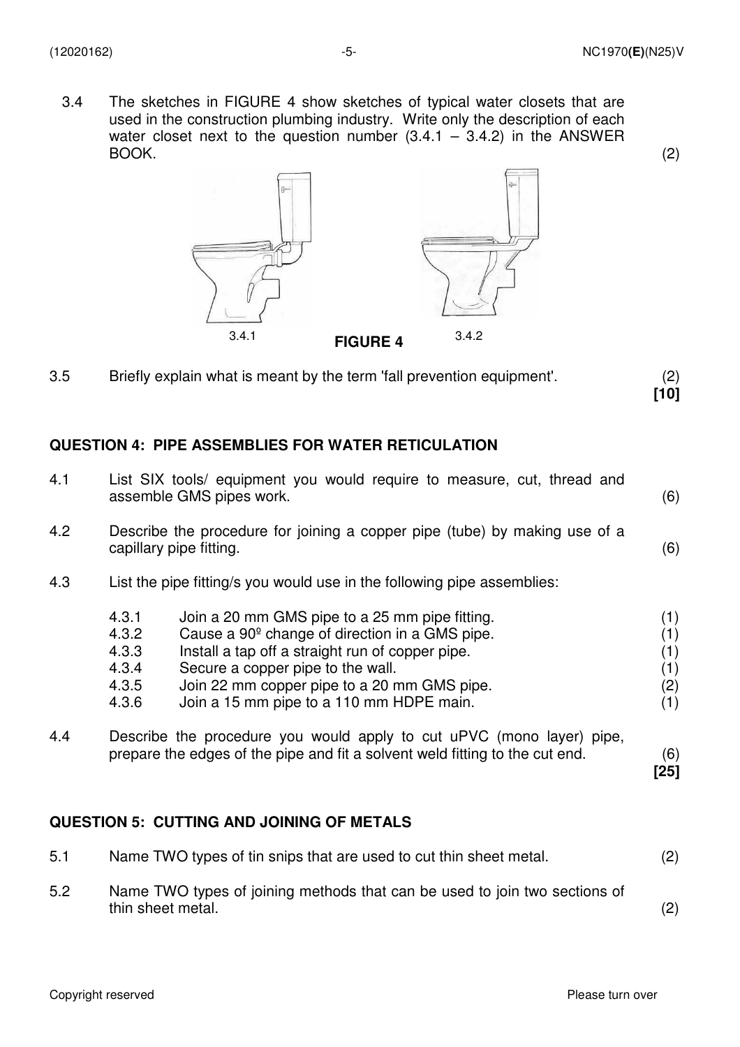3.4 The sketches in FIGURE 4 show sketches of typical water closets that are used in the construction plumbing industry. Write only the description of each water closet next to the question number (3.4.1 – 3.4.2) in the ANSWER BOOK. (2)

3.4.1 **FIGURE 4** 3.4.2

3.5 Briefly explain what is meant by the term 'fall prevention equipment'. (2)
**[10]**

## QUESTION 4: PIPE ASSEMBLIES FOR WATER RETICULATION

4.1 List SIX tools/ equipment you would require to measure, cut, thread and assemble GMS pipes work. (6)

4.2 Describe the procedure for joining a copper pipe (tube) by making use of a capillary pipe fitting. (6)

4.3 List the pipe fitting/s you would use in the following pipe assemblies:

| | | |
|---|---|---|
| 4.3.1 | Join a 20 mm GMS pipe to a 25 mm pipe fitting. | (1) |
| 4.3.2 | Cause a 90º change of direction in a GMS pipe. | (1) |
| 4.3.3 | Install a tap off a straight run of copper pipe. | (1) |
| 4.3.4 | Secure a copper pipe to the wall. | (1) |
| 4.3.5 | Join 22 mm copper pipe to a 20 mm GMS pipe. | (2) |
| 4.3.6 | Join a 15 mm pipe to a 110 mm HDPE main. | (1) |

4.4 Describe the procedure you would apply to cut uPVC (mono layer) pipe, prepare the edges of the pipe and fit a solvent weld fitting to the cut end. (6)
**[25]**

## QUESTION 5: CUTTING AND JOINING OF METALS

5.1 Name TWO types of tin snips that are used to cut thin sheet metal. (2)

5.2 Name TWO types of joining methods that can be used to join two sections of thin sheet metal. (2)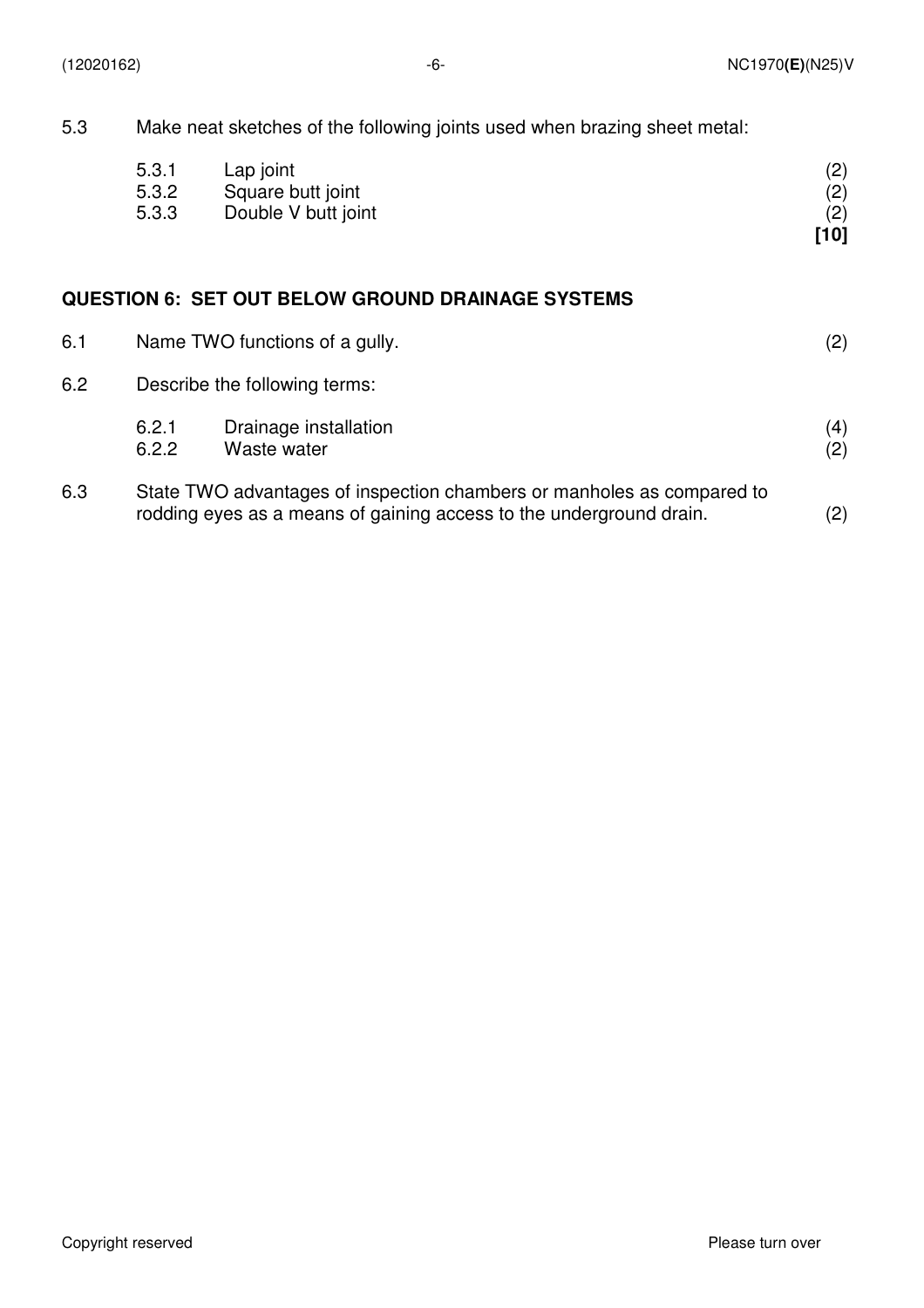5.3 Make neat sketches of the following joints used when brazing sheet metal:

| | | |
|---|---|---|
| 5.3.1 | Lap joint | (2) |
| 5.3.2 | Square butt joint | (2) |
| 5.3.3 | Double V butt joint | (2) |
| | | **[10]** |

## QUESTION 6: SET OUT BELOW GROUND DRAINAGE SYSTEMS

6.1 Name TWO functions of a gully. (2)

6.2 Describe the following terms:

| | | |
|---|---|---|
| 6.2.1 | Drainage installation | (4) |
| 6.2.2 | Waste water | (2) |

6.3 State TWO advantages of inspection chambers or manholes as compared to rodding eyes as a means of gaining access to the underground drain. (2)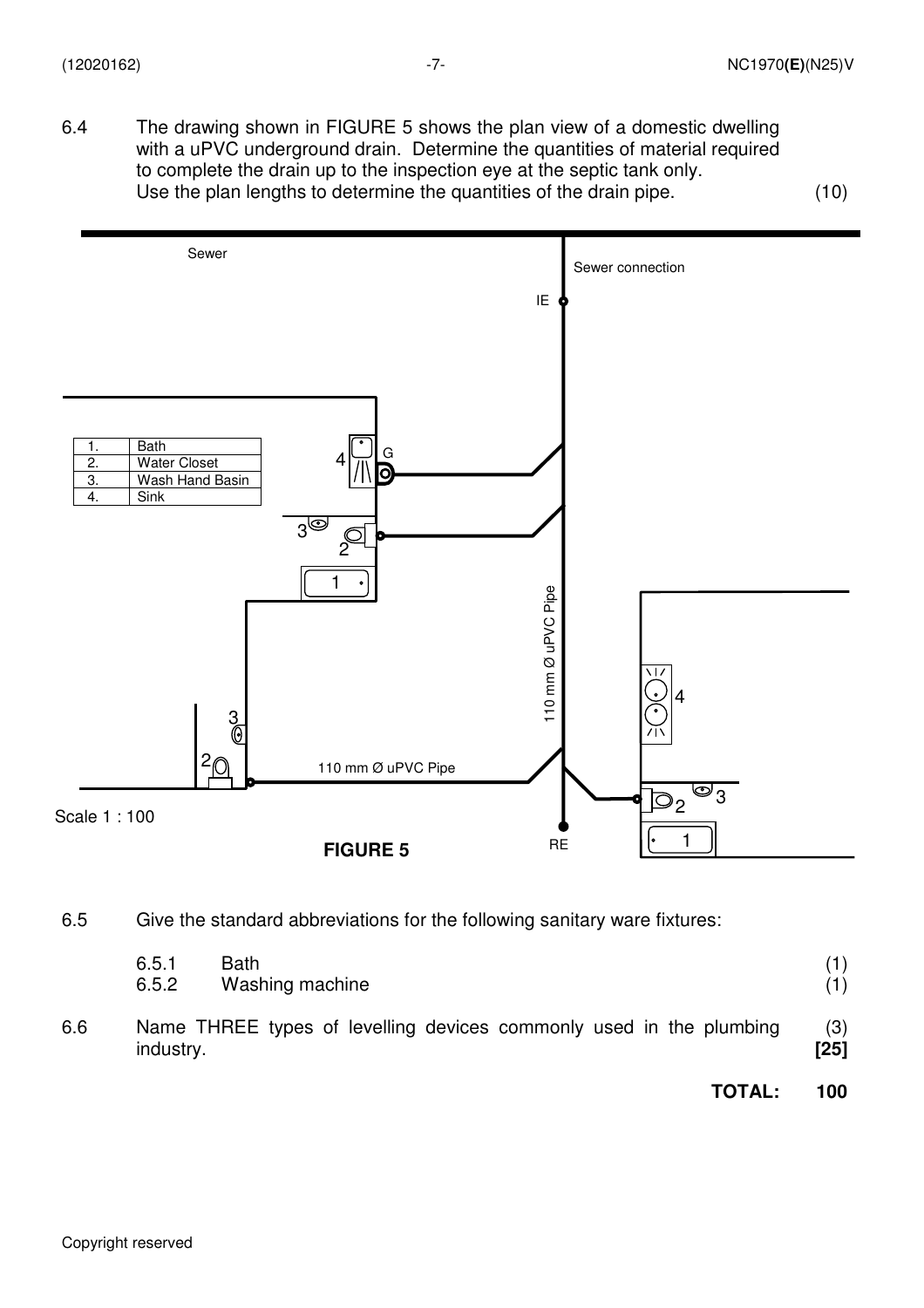6.4 The drawing shown in FIGURE 5 shows the plan view of a domestic dwelling with a uPVC underground drain. Determine the quantities of material required to complete the drain up to the inspection eye at the septic tank only. Use the plan lengths to determine the quantities of the drain pipe. (10)

Sewer

Sewer connection

IE

G

| | |
|---|---|
| 1. | Bath |
| 2. | Water Closet |
| 3. | Wash Hand Basin |
| 4. | Sink |

110 mm Ø uPVC Pipe

110 mm Ø uPVC Pipe

RE

Scale 1 : 100

**FIGURE 5**

6.5 Give the standard abbreviations for the following sanitary ware fixtures:

6.5.1 Bath (1)

6.5.2 Washing machine (1)

6.6 Name THREE types of levelling devices commonly used in the plumbing industry. (3)

**[25]**

**TOTAL: 100**